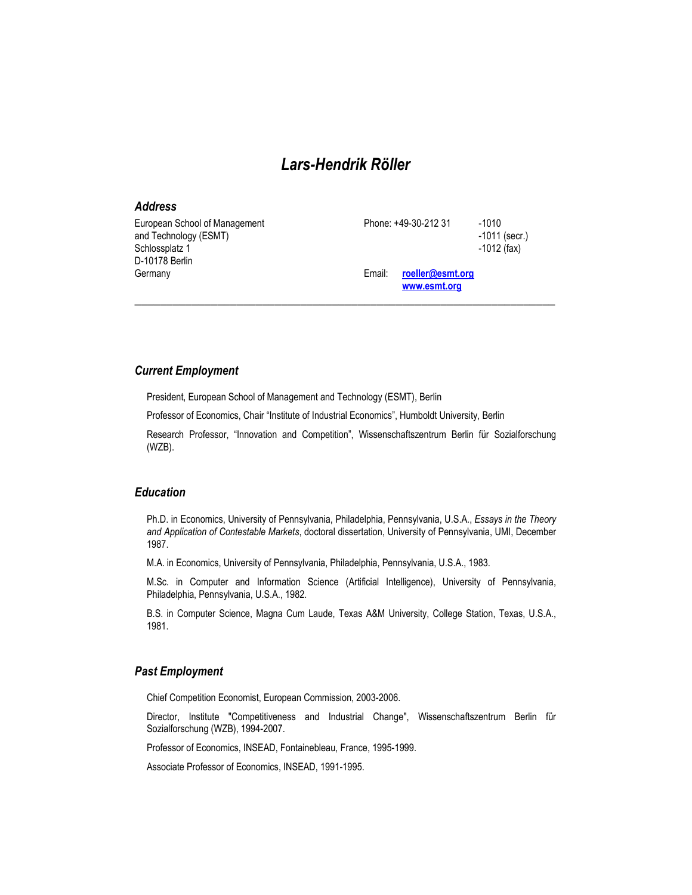# *Lars-Hendrik Röller*

## *Address*

European School of Management and Technology (ESMT)
Schlossplatz 1
D-10178 Berlin
Germany

Phone: +49-30-212 31 -1010
-1011 (secr.)
-1012 (fax)

Email: **roeller@esmt.org**
**www.esmt.org**

---

## *Current Employment*

President, European School of Management and Technology (ESMT), Berlin

Professor of Economics, Chair "Institute of Industrial Economics", Humboldt University, Berlin

Research Professor, "Innovation and Competition", Wissenschaftszentrum Berlin für Sozialforschung (WZB).

## *Education*

Ph.D. in Economics, University of Pennsylvania, Philadelphia, Pennsylvania, U.S.A., *Essays in the Theory and Application of Contestable Markets*, doctoral dissertation, University of Pennsylvania, UMI, December 1987.

M.A. in Economics, University of Pennsylvania, Philadelphia, Pennsylvania, U.S.A., 1983.

M.Sc. in Computer and Information Science (Artificial Intelligence), University of Pennsylvania, Philadelphia, Pennsylvania, U.S.A., 1982.

B.S. in Computer Science, Magna Cum Laude, Texas A&M University, College Station, Texas, U.S.A., 1981.

## *Past Employment*

Chief Competition Economist, European Commission, 2003-2006.

Director, Institute "Competitiveness and Industrial Change", Wissenschaftszentrum Berlin für Sozialforschung (WZB), 1994-2007.

Professor of Economics, INSEAD, Fontainebleau, France, 1995-1999.

Associate Professor of Economics, INSEAD, 1991-1995.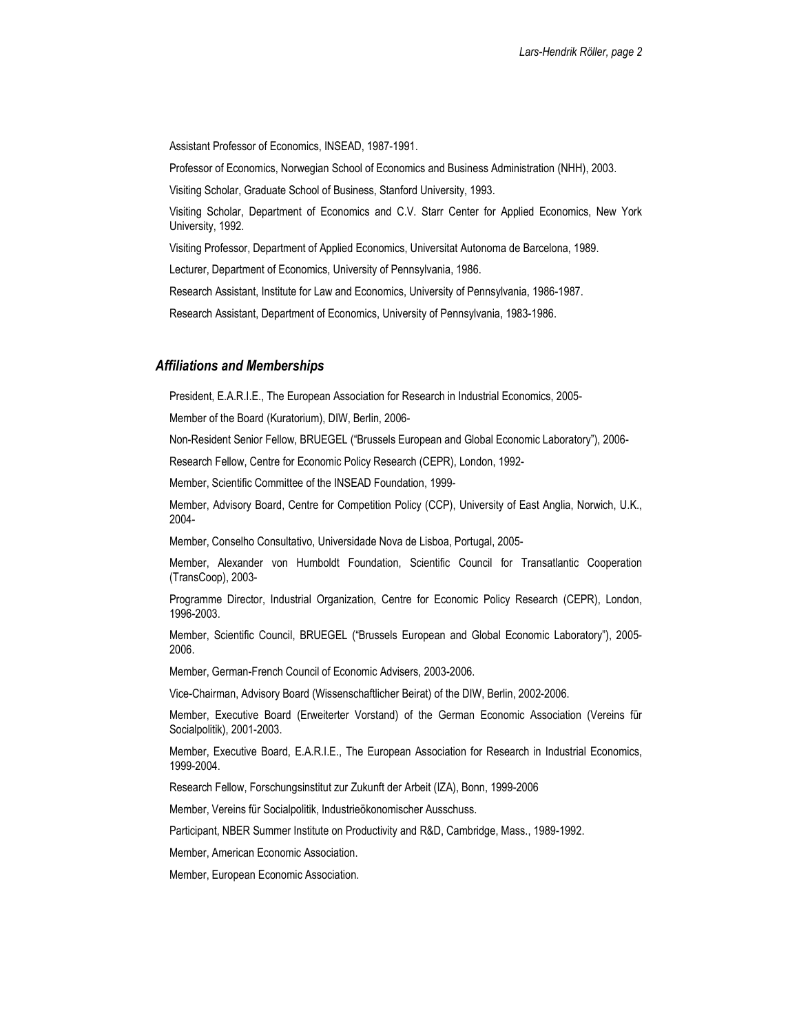Assistant Professor of Economics, INSEAD, 1987-1991.

Professor of Economics, Norwegian School of Economics and Business Administration (NHH), 2003.

Visiting Scholar, Graduate School of Business, Stanford University, 1993.

Visiting Scholar, Department of Economics and C.V. Starr Center for Applied Economics, New York University, 1992.

Visiting Professor, Department of Applied Economics, Universitat Autonoma de Barcelona, 1989.

Lecturer, Department of Economics, University of Pennsylvania, 1986.

Research Assistant, Institute for Law and Economics, University of Pennsylvania, 1986-1987.

Research Assistant, Department of Economics, University of Pennsylvania, 1983-1986.

## *Affiliations and Memberships*

President, E.A.R.I.E., The European Association for Research in Industrial Economics, 2005-

Member of the Board (Kuratorium), DIW, Berlin, 2006-

Non-Resident Senior Fellow, BRUEGEL ("Brussels European and Global Economic Laboratory"), 2006-

Research Fellow, Centre for Economic Policy Research (CEPR), London, 1992-

Member, Scientific Committee of the INSEAD Foundation, 1999-

Member, Advisory Board, Centre for Competition Policy (CCP), University of East Anglia, Norwich, U.K., 2004-

Member, Conselho Consultativo, Universidade Nova de Lisboa, Portugal, 2005-

Member, Alexander von Humboldt Foundation, Scientific Council for Transatlantic Cooperation (TransCoop), 2003-

Programme Director, Industrial Organization, Centre for Economic Policy Research (CEPR), London, 1996-2003.

Member, Scientific Council, BRUEGEL ("Brussels European and Global Economic Laboratory"), 2005-2006.

Member, German-French Council of Economic Advisers, 2003-2006.

Vice-Chairman, Advisory Board (Wissenschaftlicher Beirat) of the DIW, Berlin, 2002-2006.

Member, Executive Board (Erweiterter Vorstand) of the German Economic Association (Vereins für Socialpolitik), 2001-2003.

Member, Executive Board, E.A.R.I.E., The European Association for Research in Industrial Economics, 1999-2004.

Research Fellow, Forschungsinstitut zur Zukunft der Arbeit (IZA), Bonn, 1999-2006

Member, Vereins für Socialpolitik, Industrieökonomischer Ausschuss.

Participant, NBER Summer Institute on Productivity and R&D, Cambridge, Mass., 1989-1992.

Member, American Economic Association.

Member, European Economic Association.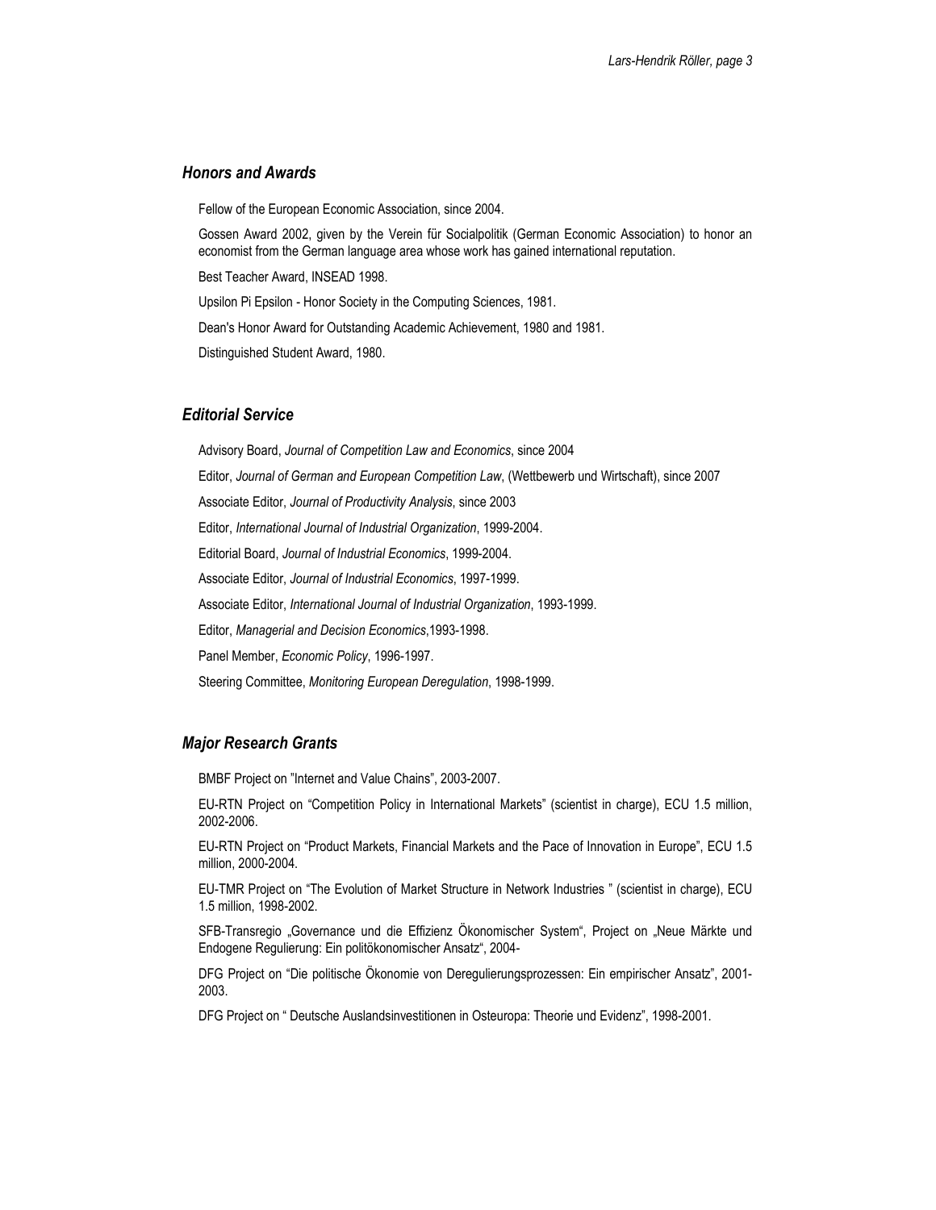## *Honors and Awards*

Fellow of the European Economic Association, since 2004.

Gossen Award 2002, given by the Verein für Socialpolitik (German Economic Association) to honor an economist from the German language area whose work has gained international reputation.

Best Teacher Award, INSEAD 1998.

Upsilon Pi Epsilon - Honor Society in the Computing Sciences, 1981.

Dean's Honor Award for Outstanding Academic Achievement, 1980 and 1981.

Distinguished Student Award, 1980.

## *Editorial Service*

Advisory Board, *Journal of Competition Law and Economics*, since 2004

Editor, *Journal of German and European Competition Law*, (Wettbewerb und Wirtschaft), since 2007

Associate Editor, *Journal of Productivity Analysis*, since 2003

Editor, *International Journal of Industrial Organization*, 1999-2004.

Editorial Board, *Journal of Industrial Economics*, 1999-2004.

Associate Editor, *Journal of Industrial Economics*, 1997-1999.

Associate Editor, *International Journal of Industrial Organization*, 1993-1999.

Editor, *Managerial and Decision Economics*,1993-1998.

Panel Member, *Economic Policy*, 1996-1997.

Steering Committee, *Monitoring European Deregulation*, 1998-1999.

## *Major Research Grants*

BMBF Project on "Internet and Value Chains", 2003-2007.

EU-RTN Project on "Competition Policy in International Markets" (scientist in charge), ECU 1.5 million, 2002-2006.

EU-RTN Project on "Product Markets, Financial Markets and the Pace of Innovation in Europe", ECU 1.5 million, 2000-2004.

EU-TMR Project on "The Evolution of Market Structure in Network Industries " (scientist in charge), ECU 1.5 million, 1998-2002.

SFB-Transregio „Governance und die Effizienz Ökonomischer System", Project on „Neue Märkte und Endogene Regulierung: Ein politökonomischer Ansatz", 2004-

DFG Project on "Die politische Ökonomie von Deregulierungsprozessen: Ein empirischer Ansatz", 2001-2003.

DFG Project on " Deutsche Auslandsinvestitionen in Osteuropa: Theorie und Evidenz", 1998-2001.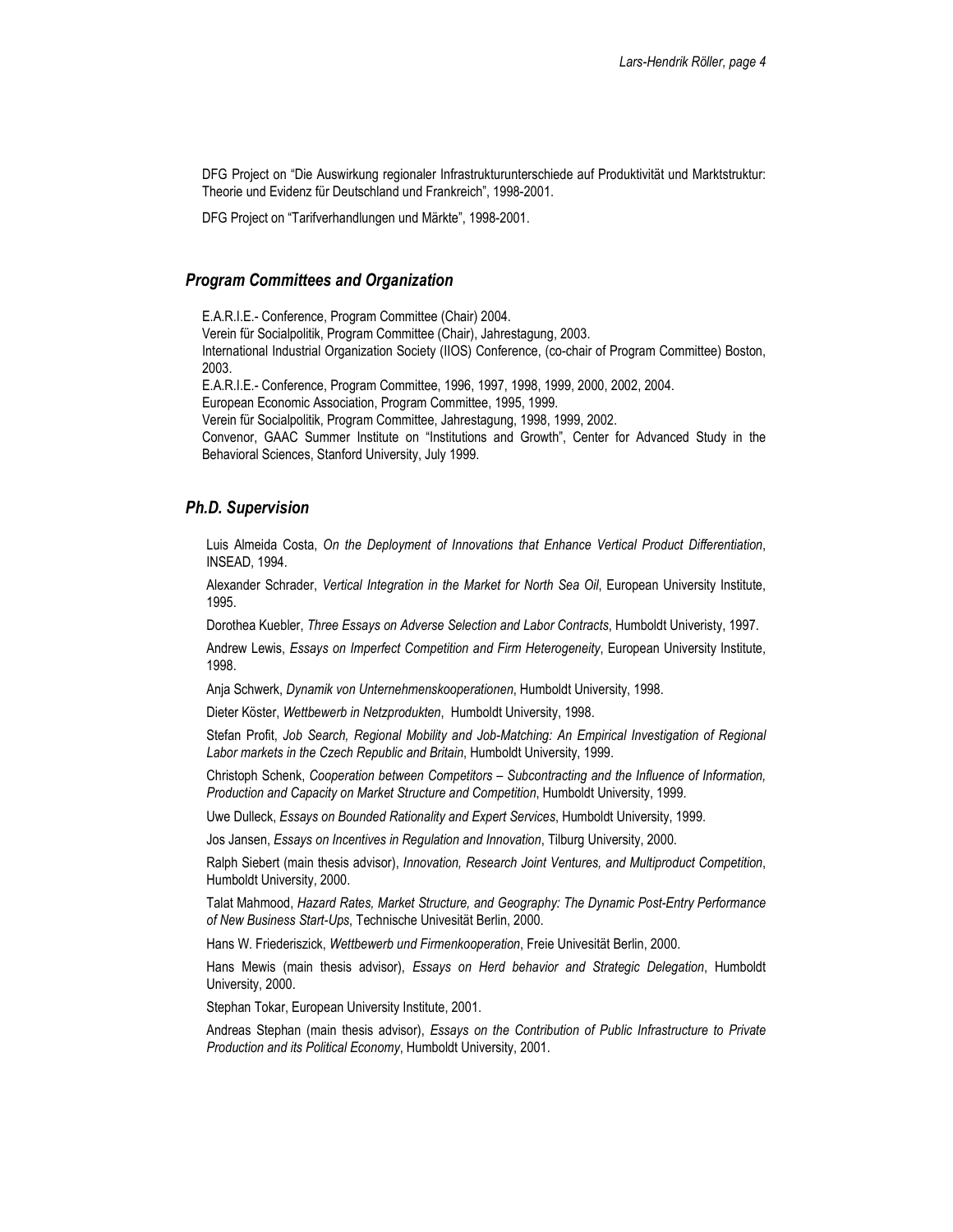DFG Project on "Die Auswirkung regionaler Infrastrukturunterschiede auf Produktivität und Marktstruktur: Theorie und Evidenz für Deutschland und Frankreich", 1998-2001.

DFG Project on "Tarifverhandlungen und Märkte", 1998-2001.

## *Program Committees and Organization*

E.A.R.I.E.- Conference, Program Committee (Chair) 2004.
Verein für Socialpolitik, Program Committee (Chair), Jahrestagung, 2003.
International Industrial Organization Society (IIOS) Conference, (co-chair of Program Committee) Boston, 2003.
E.A.R.I.E.- Conference, Program Committee, 1996, 1997, 1998, 1999, 2000, 2002, 2004.
European Economic Association, Program Committee, 1995, 1999.
Verein für Socialpolitik, Program Committee, Jahrestagung, 1998, 1999, 2002.
Convenor, GAAC Summer Institute on "Institutions and Growth", Center for Advanced Study in the Behavioral Sciences, Stanford University, July 1999.

## *Ph.D. Supervision*

Luis Almeida Costa, *On the Deployment of Innovations that Enhance Vertical Product Differentiation*, INSEAD, 1994.

Alexander Schrader, *Vertical Integration in the Market for North Sea Oil*, European University Institute, 1995.

Dorothea Kuebler, *Three Essays on Adverse Selection and Labor Contracts*, Humboldt Univeristy, 1997.

Andrew Lewis, *Essays on Imperfect Competition and Firm Heterogeneity*, European University Institute, 1998.

Anja Schwerk, *Dynamik von Unternehmenskooperationen*, Humboldt University, 1998.

Dieter Köster, *Wettbewerb in Netzprodukten*, Humboldt University, 1998.

Stefan Profit, *Job Search, Regional Mobility and Job-Matching: An Empirical Investigation of Regional Labor markets in the Czech Republic and Britain*, Humboldt University, 1999.

Christoph Schenk, *Cooperation between Competitors – Subcontracting and the Influence of Information, Production and Capacity on Market Structure and Competition*, Humboldt University, 1999.

Uwe Dulleck, *Essays on Bounded Rationality and Expert Services*, Humboldt University, 1999.

Jos Jansen, *Essays on Incentives in Regulation and Innovation*, Tilburg University, 2000.

Ralph Siebert (main thesis advisor), *Innovation, Research Joint Ventures, and Multiproduct Competition*, Humboldt University, 2000.

Talat Mahmood, *Hazard Rates, Market Structure, and Geography: The Dynamic Post-Entry Performance of New Business Start-Ups*, Technische Univesität Berlin, 2000.

Hans W. Friederiszick, *Wettbewerb und Firmenkooperation*, Freie Univesität Berlin, 2000.

Hans Mewis (main thesis advisor), *Essays on Herd behavior and Strategic Delegation*, Humboldt University, 2000.

Stephan Tokar, European University Institute, 2001.

Andreas Stephan (main thesis advisor), *Essays on the Contribution of Public Infrastructure to Private Production and its Political Economy*, Humboldt University, 2001.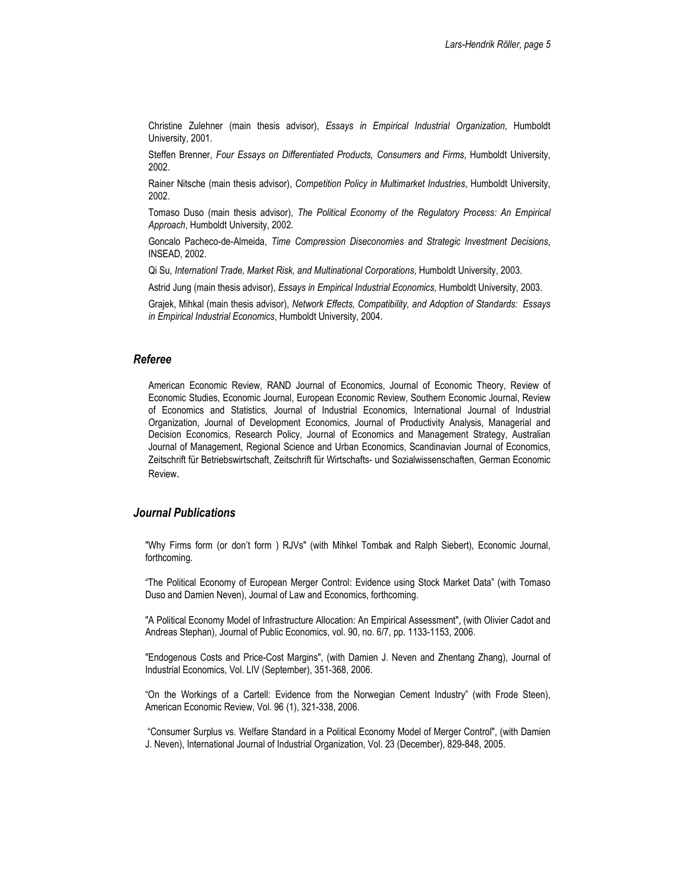Christine Zulehner (main thesis advisor), *Essays in Empirical Industrial Organization*, Humboldt University, 2001.

Steffen Brenner, *Four Essays on Differentiated Products, Consumers and Firms*, Humboldt University, 2002.

Rainer Nitsche (main thesis advisor), *Competition Policy in Multimarket Industries*, Humboldt University, 2002.

Tomaso Duso (main thesis advisor), *The Political Economy of the Regulatory Process: An Empirical Approach*, Humboldt University, 2002.

Goncalo Pacheco-de-Almeida, *Time Compression Diseconomies and Strategic Investment Decisions*, INSEAD, 2002.

Qi Su, *Internationl Trade, Market Risk, and Multinational Corporations*, Humboldt University, 2003.

Astrid Jung (main thesis advisor), *Essays in Empirical Industrial Economics*, Humboldt University, 2003.

Grajek, Mihkal (main thesis advisor), *Network Effects, Compatibility, and Adoption of Standards: Essays in Empirical Industrial Economics*, Humboldt University, 2004.

## *Referee*

American Economic Review, RAND Journal of Economics, Journal of Economic Theory, Review of Economic Studies, Economic Journal, European Economic Review, Southern Economic Journal, Review of Economics and Statistics, Journal of Industrial Economics, International Journal of Industrial Organization, Journal of Development Economics, Journal of Productivity Analysis, Managerial and Decision Economics, Research Policy, Journal of Economics and Management Strategy, Australian Journal of Management, Regional Science and Urban Economics, Scandinavian Journal of Economics, Zeitschrift für Betriebswirtschaft, Zeitschrift für Wirtschafts- und Sozialwissenschaften, German Economic Review.

## *Journal Publications*

"Why Firms form (or don't form ) RJVs" (with Mihkel Tombak and Ralph Siebert), Economic Journal, forthcoming.

"The Political Economy of European Merger Control: Evidence using Stock Market Data" (with Tomaso Duso and Damien Neven), Journal of Law and Economics, forthcoming.

"A Political Economy Model of Infrastructure Allocation: An Empirical Assessment", (with Olivier Cadot and Andreas Stephan), Journal of Public Economics, vol. 90, no. 6/7, pp. 1133-1153, 2006.

"Endogenous Costs and Price-Cost Margins", (with Damien J. Neven and Zhentang Zhang), Journal of Industrial Economics, Vol. LIV (September), 351-368, 2006.

"On the Workings of a Cartell: Evidence from the Norwegian Cement Industry" (with Frode Steen), American Economic Review, Vol. 96 (1), 321-338, 2006.

"Consumer Surplus vs. Welfare Standard in a Political Economy Model of Merger Control", (with Damien J. Neven), International Journal of Industrial Organization, Vol. 23 (December), 829-848, 2005.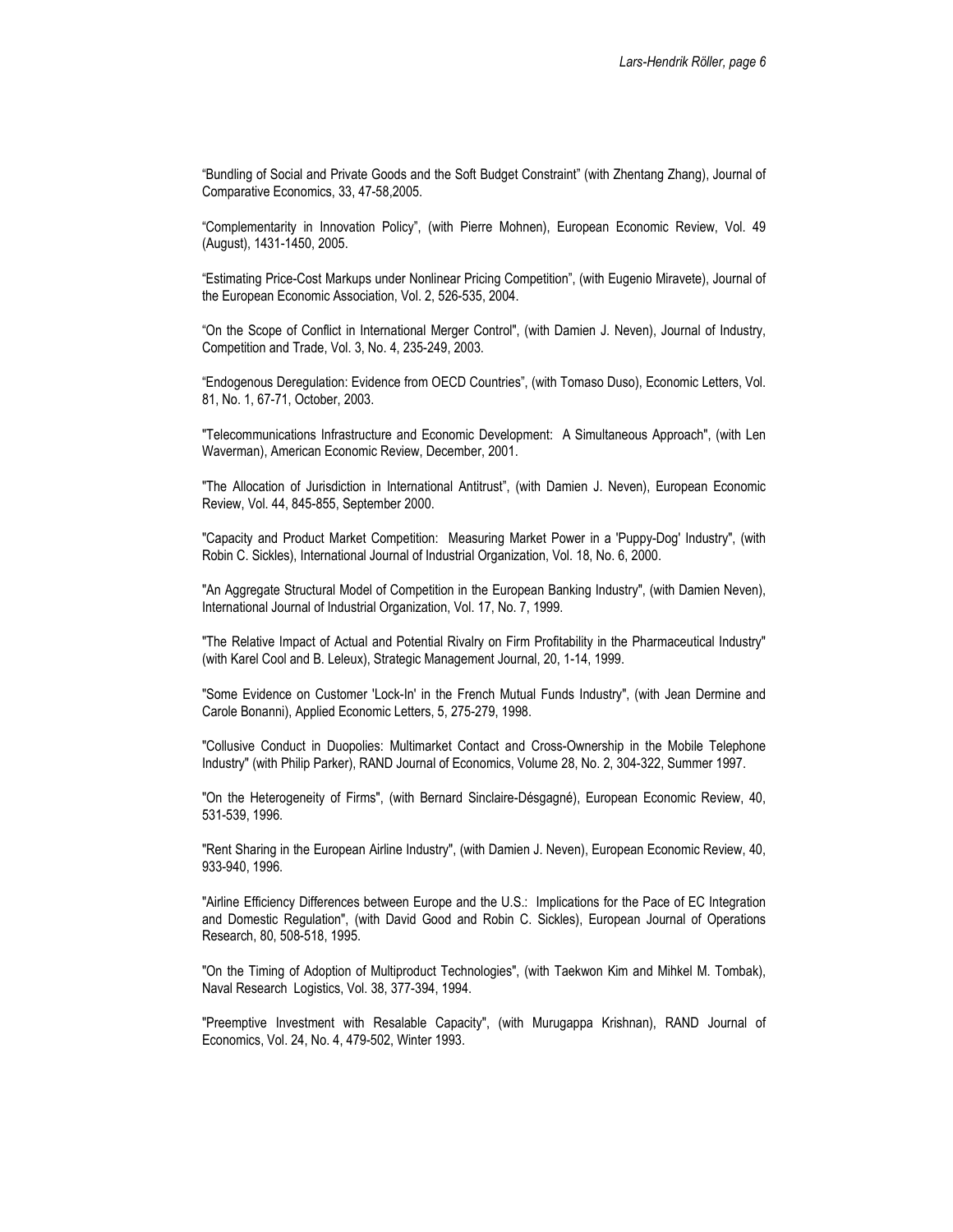"Bundling of Social and Private Goods and the Soft Budget Constraint" (with Zhentang Zhang), Journal of Comparative Economics, 33, 47-58,2005.

"Complementarity in Innovation Policy", (with Pierre Mohnen), European Economic Review, Vol. 49 (August), 1431-1450, 2005.

"Estimating Price-Cost Markups under Nonlinear Pricing Competition", (with Eugenio Miravete), Journal of the European Economic Association, Vol. 2, 526-535, 2004.

"On the Scope of Conflict in International Merger Control", (with Damien J. Neven), Journal of Industry, Competition and Trade, Vol. 3, No. 4, 235-249, 2003.

"Endogenous Deregulation: Evidence from OECD Countries", (with Tomaso Duso), Economic Letters, Vol. 81, No. 1, 67-71, October, 2003.

"Telecommunications Infrastructure and Economic Development: A Simultaneous Approach", (with Len Waverman), American Economic Review, December, 2001.

"The Allocation of Jurisdiction in International Antitrust", (with Damien J. Neven), European Economic Review, Vol. 44, 845-855, September 2000.

"Capacity and Product Market Competition: Measuring Market Power in a 'Puppy-Dog' Industry", (with Robin C. Sickles), International Journal of Industrial Organization, Vol. 18, No. 6, 2000.

"An Aggregate Structural Model of Competition in the European Banking Industry", (with Damien Neven), International Journal of Industrial Organization, Vol. 17, No. 7, 1999.

"The Relative Impact of Actual and Potential Rivalry on Firm Profitability in the Pharmaceutical Industry" (with Karel Cool and B. Leleux), Strategic Management Journal, 20, 1-14, 1999.

"Some Evidence on Customer 'Lock-In' in the French Mutual Funds Industry", (with Jean Dermine and Carole Bonanni), Applied Economic Letters, 5, 275-279, 1998.

"Collusive Conduct in Duopolies: Multimarket Contact and Cross-Ownership in the Mobile Telephone Industry" (with Philip Parker), RAND Journal of Economics, Volume 28, No. 2, 304-322, Summer 1997.

"On the Heterogeneity of Firms", (with Bernard Sinclaire-Désgagné), European Economic Review, 40, 531-539, 1996.

"Rent Sharing in the European Airline Industry", (with Damien J. Neven), European Economic Review, 40, 933-940, 1996.

"Airline Efficiency Differences between Europe and the U.S.: Implications for the Pace of EC Integration and Domestic Regulation", (with David Good and Robin C. Sickles), European Journal of Operations Research, 80, 508-518, 1995.

"On the Timing of Adoption of Multiproduct Technologies", (with Taekwon Kim and Mihkel M. Tombak), Naval Research Logistics, Vol. 38, 377-394, 1994.

"Preemptive Investment with Resalable Capacity", (with Murugappa Krishnan), RAND Journal of Economics, Vol. 24, No. 4, 479-502, Winter 1993.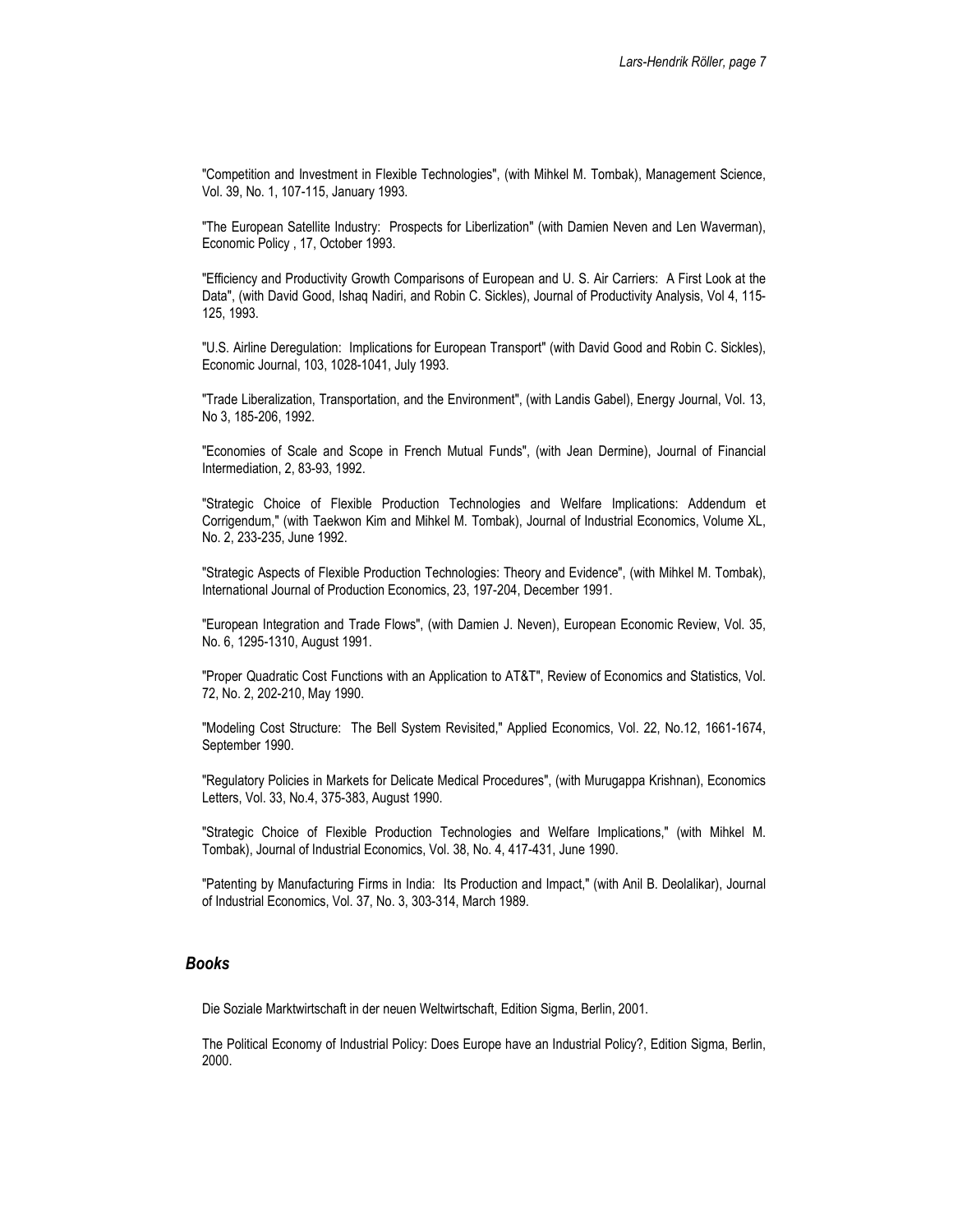"Competition and Investment in Flexible Technologies", (with Mihkel M. Tombak), Management Science, Vol. 39, No. 1, 107-115, January 1993.

"The European Satellite Industry: Prospects for Liberlization" (with Damien Neven and Len Waverman), Economic Policy , 17, October 1993.

"Efficiency and Productivity Growth Comparisons of European and U. S. Air Carriers: A First Look at the Data", (with David Good, Ishaq Nadiri, and Robin C. Sickles), Journal of Productivity Analysis, Vol 4, 115-125, 1993.

"U.S. Airline Deregulation: Implications for European Transport" (with David Good and Robin C. Sickles), Economic Journal, 103, 1028-1041, July 1993.

"Trade Liberalization, Transportation, and the Environment", (with Landis Gabel), Energy Journal, Vol. 13, No 3, 185-206, 1992.

"Economies of Scale and Scope in French Mutual Funds", (with Jean Dermine), Journal of Financial Intermediation, 2, 83-93, 1992.

"Strategic Choice of Flexible Production Technologies and Welfare Implications: Addendum et Corrigendum," (with Taekwon Kim and Mihkel M. Tombak), Journal of Industrial Economics, Volume XL, No. 2, 233-235, June 1992.

"Strategic Aspects of Flexible Production Technologies: Theory and Evidence", (with Mihkel M. Tombak), International Journal of Production Economics, 23, 197-204, December 1991.

"European Integration and Trade Flows", (with Damien J. Neven), European Economic Review, Vol. 35, No. 6, 1295-1310, August 1991.

"Proper Quadratic Cost Functions with an Application to AT&T", Review of Economics and Statistics, Vol. 72, No. 2, 202-210, May 1990.

"Modeling Cost Structure: The Bell System Revisited," Applied Economics, Vol. 22, No.12, 1661-1674, September 1990.

"Regulatory Policies in Markets for Delicate Medical Procedures", (with Murugappa Krishnan), Economics Letters, Vol. 33, No.4, 375-383, August 1990.

"Strategic Choice of Flexible Production Technologies and Welfare Implications," (with Mihkel M. Tombak), Journal of Industrial Economics, Vol. 38, No. 4, 417-431, June 1990.

"Patenting by Manufacturing Firms in India: Its Production and Impact," (with Anil B. Deolalikar), Journal of Industrial Economics, Vol. 37, No. 3, 303-314, March 1989.

## *Books*

Die Soziale Marktwirtschaft in der neuen Weltwirtschaft, Edition Sigma, Berlin, 2001.

The Political Economy of Industrial Policy: Does Europe have an Industrial Policy?, Edition Sigma, Berlin, 2000.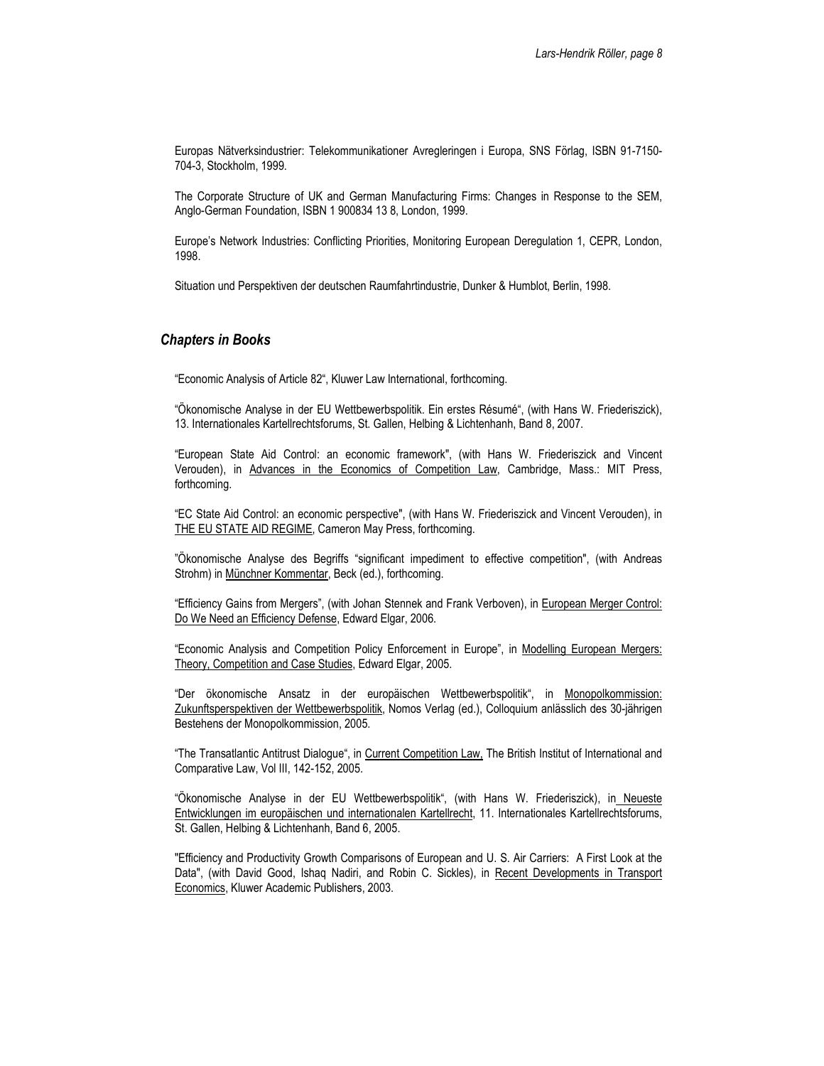Europas Nätverksindustrier: Telekommunikationer Avregleringen i Europa, SNS Förlag, ISBN 91-7150-704-3, Stockholm, 1999.

The Corporate Structure of UK and German Manufacturing Firms: Changes in Response to the SEM, Anglo-German Foundation, ISBN 1 900834 13 8, London, 1999.

Europe's Network Industries: Conflicting Priorities, Monitoring European Deregulation 1, CEPR, London, 1998.

Situation und Perspektiven der deutschen Raumfahrtindustrie, Dunker & Humblot, Berlin, 1998.

## *Chapters in Books*

"Economic Analysis of Article 82", Kluwer Law International, forthcoming.

"Ökonomische Analyse in der EU Wettbewerbspolitik. Ein erstes Résumé", (with Hans W. Friederiszick), 13. Internationales Kartellrechtsforums, St. Gallen, Helbing & Lichtenhanh, Band 8, 2007.

"European State Aid Control: an economic framework", (with Hans W. Friederiszick and Vincent Verouden), in Advances in the Economics of Competition Law, Cambridge, Mass.: MIT Press, forthcoming.

"EC State Aid Control: an economic perspective", (with Hans W. Friederiszick and Vincent Verouden), in THE EU STATE AID REGIME, Cameron May Press, forthcoming.

"Ökonomische Analyse des Begriffs "significant impediment to effective competition", (with Andreas Strohm) in Münchner Kommentar, Beck (ed.), forthcoming.

"Efficiency Gains from Mergers", (with Johan Stennek and Frank Verboven), in European Merger Control: Do We Need an Efficiency Defense, Edward Elgar, 2006.

"Economic Analysis and Competition Policy Enforcement in Europe", in Modelling European Mergers: Theory, Competition and Case Studies, Edward Elgar, 2005.

"Der ökonomische Ansatz in der europäischen Wettbewerbspolitik", in Monopolkommission: Zukunftsperspektiven der Wettbewerbspolitik, Nomos Verlag (ed.), Colloquium anlässlich des 30-jährigen Bestehens der Monopolkommission, 2005.

"The Transatlantic Antitrust Dialogue", in Current Competition Law, The British Institut of International and Comparative Law, Vol III, 142-152, 2005.

"Ökonomische Analyse in der EU Wettbewerbspolitik", (with Hans W. Friederiszick), in Neueste Entwicklungen im europäischen und internationalen Kartellrecht, 11. Internationales Kartellrechtsforums, St. Gallen, Helbing & Lichtenhanh, Band 6, 2005.

"Efficiency and Productivity Growth Comparisons of European and U. S. Air Carriers: A First Look at the Data", (with David Good, Ishaq Nadiri, and Robin C. Sickles), in Recent Developments in Transport Economics, Kluwer Academic Publishers, 2003.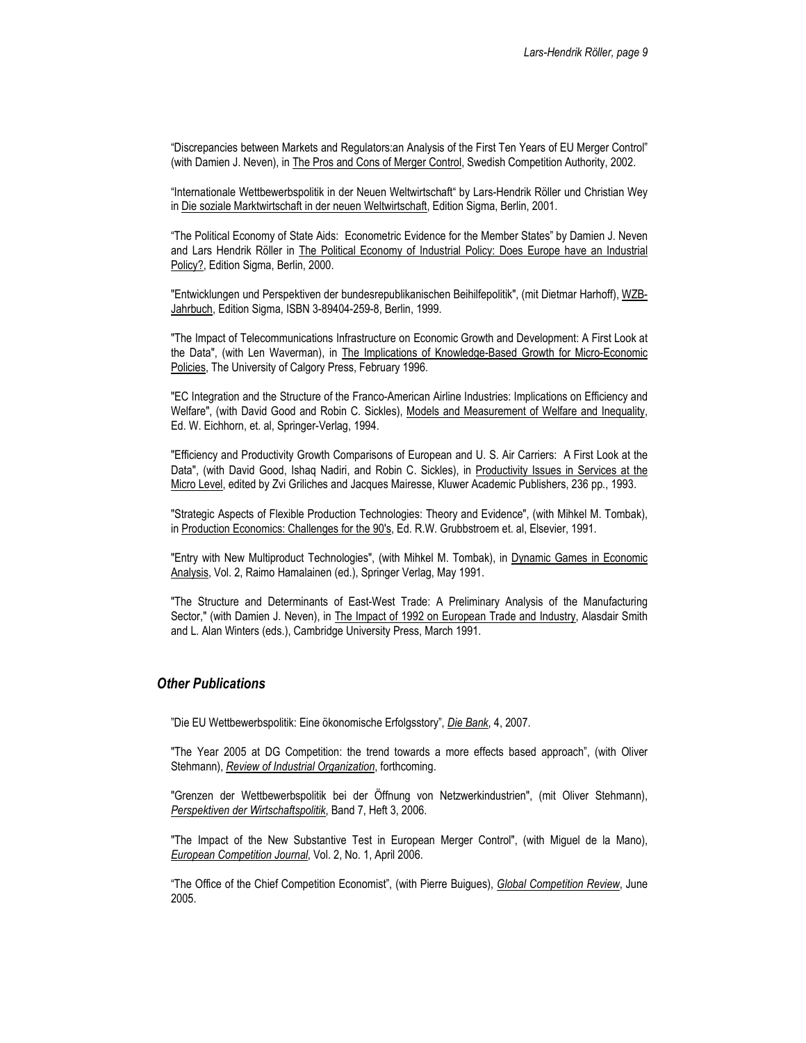"Discrepancies between Markets and Regulators:an Analysis of the First Ten Years of EU Merger Control" (with Damien J. Neven), in <u>The Pros and Cons of Merger Control</u>, Swedish Competition Authority, 2002.

"Internationale Wettbewerbspolitik in der Neuen Weltwirtschaft" by Lars-Hendrik Röller und Christian Wey in <u>Die soziale Marktwirtschaft in der neuen Weltwirtschaft</u>, Edition Sigma, Berlin, 2001.

"The Political Economy of State Aids: Econometric Evidence for the Member States" by Damien J. Neven and Lars Hendrik Röller in <u>The Political Economy of Industrial Policy: Does Europe have an Industrial Policy?</u>, Edition Sigma, Berlin, 2000.

"Entwicklungen und Perspektiven der bundesrepublikanischen Beihilfepolitik", (mit Dietmar Harhoff), <u>WZB-Jahrbuch</u>, Edition Sigma, ISBN 3-89404-259-8, Berlin, 1999.

"The Impact of Telecommunications Infrastructure on Economic Growth and Development: A First Look at the Data", (with Len Waverman), in <u>The Implications of Knowledge-Based Growth for Micro-Economic Policies</u>, The University of Calgory Press, February 1996.

"EC Integration and the Structure of the Franco-American Airline Industries: Implications on Efficiency and Welfare", (with David Good and Robin C. Sickles), <u>Models and Measurement of Welfare and Inequality</u>, Ed. W. Eichhorn, et. al, Springer-Verlag, 1994.

"Efficiency and Productivity Growth Comparisons of European and U. S. Air Carriers: A First Look at the Data", (with David Good, Ishaq Nadiri, and Robin C. Sickles), in <u>Productivity Issues in Services at the Micro Level</u>, edited by Zvi Griliches and Jacques Mairesse, Kluwer Academic Publishers, 236 pp., 1993.

"Strategic Aspects of Flexible Production Technologies: Theory and Evidence", (with Mihkel M. Tombak), in <u>Production Economics: Challenges for the 90's</u>, Ed. R.W. Grubbstroem et. al, Elsevier, 1991.

"Entry with New Multiproduct Technologies", (with Mihkel M. Tombak), in <u>Dynamic Games in Economic Analysis</u>, Vol. 2, Raimo Hamalainen (ed.), Springer Verlag, May 1991.

"The Structure and Determinants of East-West Trade: A Preliminary Analysis of the Manufacturing Sector," (with Damien J. Neven), in <u>The Impact of 1992 on European Trade and Industry</u>, Alasdair Smith and L. Alan Winters (eds.), Cambridge University Press, March 1991.

### *Other Publications*

"Die EU Wettbewerbspolitik: Eine ökonomische Erfolgsstory", <u>*Die Bank*</u>, 4, 2007.

"The Year 2005 at DG Competition: the trend towards a more effects based approach", (with Oliver Stehmann), <u>*Review of Industrial Organization*</u>, forthcoming.

"Grenzen der Wettbewerbspolitik bei der Öffnung von Netzwerkindustrien", (mit Oliver Stehmann), <u>*Perspektiven der Wirtschaftspolitik*</u>, Band 7, Heft 3, 2006.

"The Impact of the New Substantive Test in European Merger Control", (with Miguel de la Mano), <u>*European Competition Journal*</u>, Vol. 2, No. 1, April 2006.

"The Office of the Chief Competition Economist", (with Pierre Buigues), <u>*Global Competition Review*</u>, June 2005.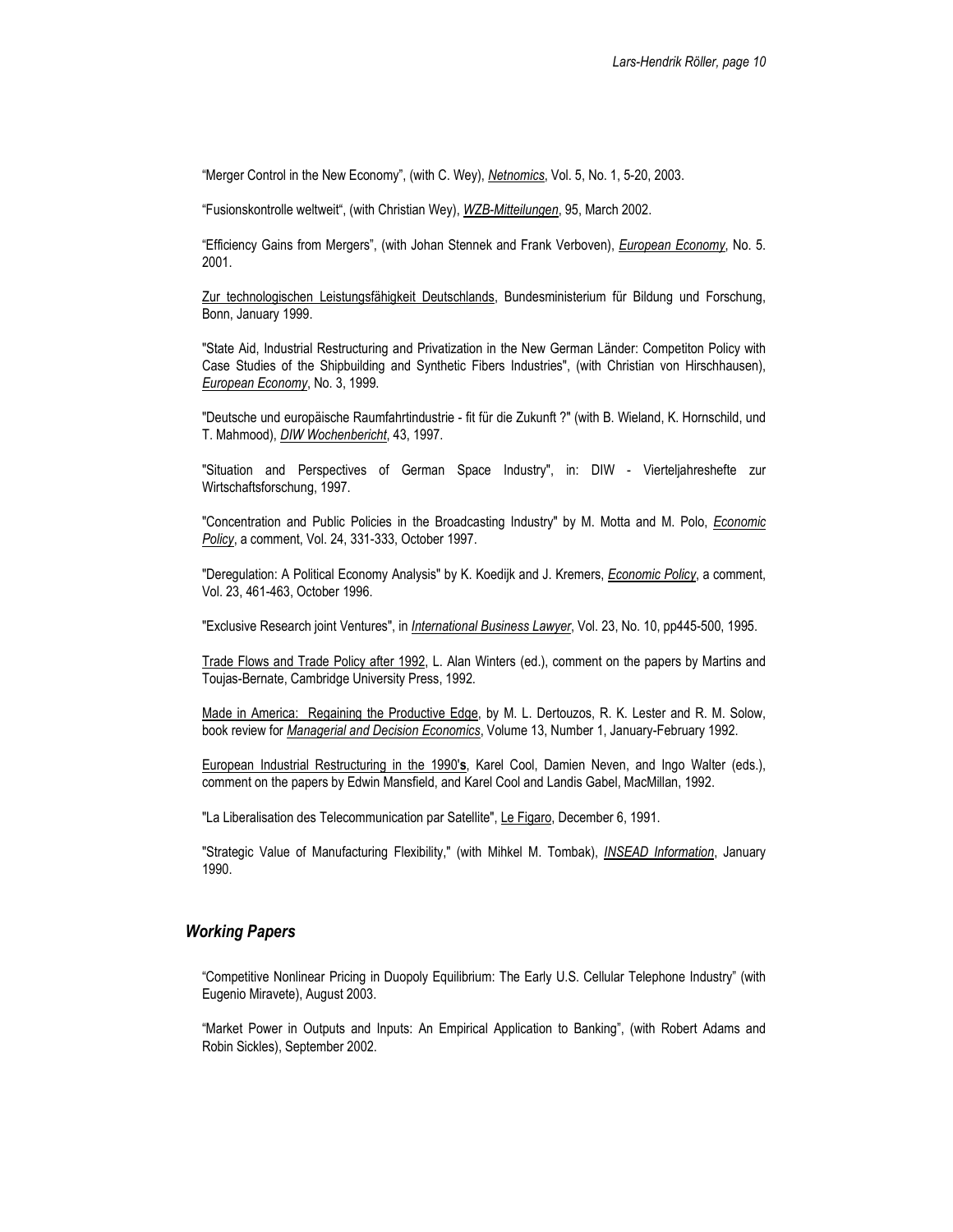“Merger Control in the New Economy”, (with C. Wey), ***Netnomics***, Vol. 5, No. 1, 5-20, 2003.

“Fusionskontrolle weltweit“, (with Christian Wey), ***WZB-Mitteilungen***, 95, March 2002.

“Efficiency Gains from Mergers”, (with Johan Stennek and Frank Verboven), ***European Economy***, No. 5. 2001.

Zur technologischen Leistungsfähigkeit Deutschlands, Bundesministerium für Bildung und Forschung, Bonn, January 1999.

"State Aid, Industrial Restructuring and Privatization in the New German Länder: Competiton Policy with Case Studies of the Shipbuilding and Synthetic Fibers Industries", (with Christian von Hirschhausen), *European Economy*, No. 3, 1999.

"Deutsche und europäische Raumfahrtindustrie - fit für die Zukunft ?" (with B. Wieland, K. Hornschild, und T. Mahmood), *DIW Wochenbericht*, 43, 1997.

"Situation and Perspectives of German Space Industry", in: DIW - Vierteljahreshefte zur Wirtschaftsforschung, 1997.

"Concentration and Public Policies in the Broadcasting Industry" by M. Motta and M. Polo, *Economic Policy*, a comment, Vol. 24, 331-333, October 1997.

"Deregulation: A Political Economy Analysis" by K. Koedijk and J. Kremers, *Economic Policy*, a comment, Vol. 23, 461-463, October 1996.

"Exclusive Research joint Ventures", in ***International Business Lawyer***, Vol. 23, No. 10, pp445-500, 1995.

Trade Flows and Trade Policy after 1992, L. Alan Winters (ed.), comment on the papers by Martins and Toujas-Bernate, Cambridge University Press, 1992.

Made in America: Regaining the Productive Edge, by M. L. Dertouzos, R. K. Lester and R. M. Solow, book review for *Managerial and Decision Economics*, Volume 13, Number 1, January-February 1992.

European Industrial Restructuring in the 1990'**s**, Karel Cool, Damien Neven, and Ingo Walter (eds.), comment on the papers by Edwin Mansfield, and Karel Cool and Landis Gabel, MacMillan, 1992.

"La Liberalisation des Telecommunication par Satellite", Le Figaro, December 6, 1991.

"Strategic Value of Manufacturing Flexibility," (with Mihkel M. Tombak), ***INSEAD Information***, January 1990.

## *Working Papers*

“Competitive Nonlinear Pricing in Duopoly Equilibrium: The Early U.S. Cellular Telephone Industry” (with Eugenio Miravete), August 2003.

“Market Power in Outputs and Inputs: An Empirical Application to Banking”, (with Robert Adams and Robin Sickles), September 2002.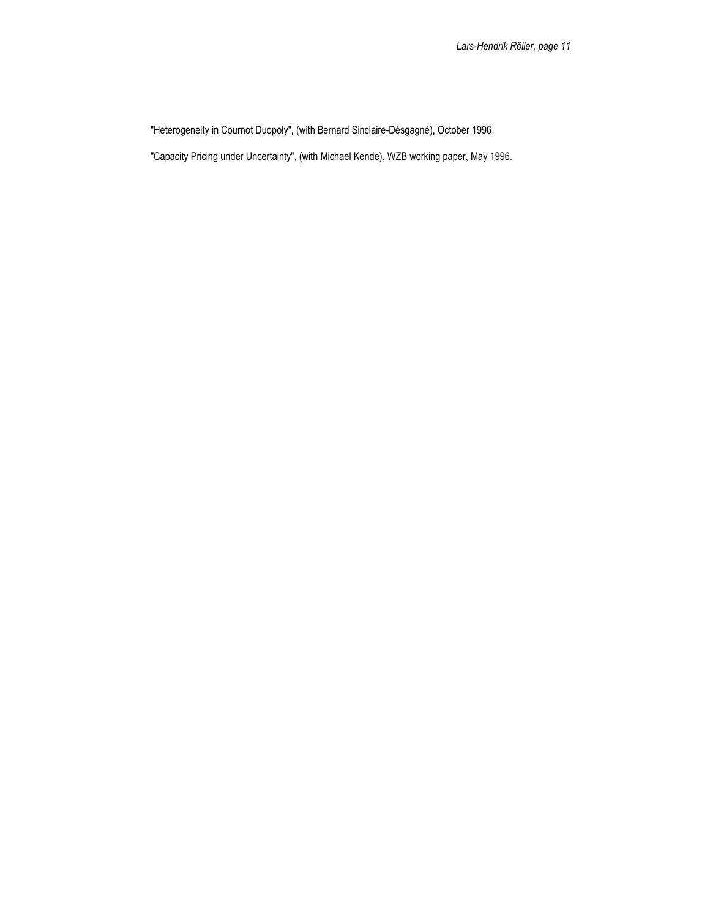"Heterogeneity in Cournot Duopoly", (with Bernard Sinclaire-Désgagné), October 1996

"Capacity Pricing under Uncertainty", (with Michael Kende), WZB working paper, May 1996.